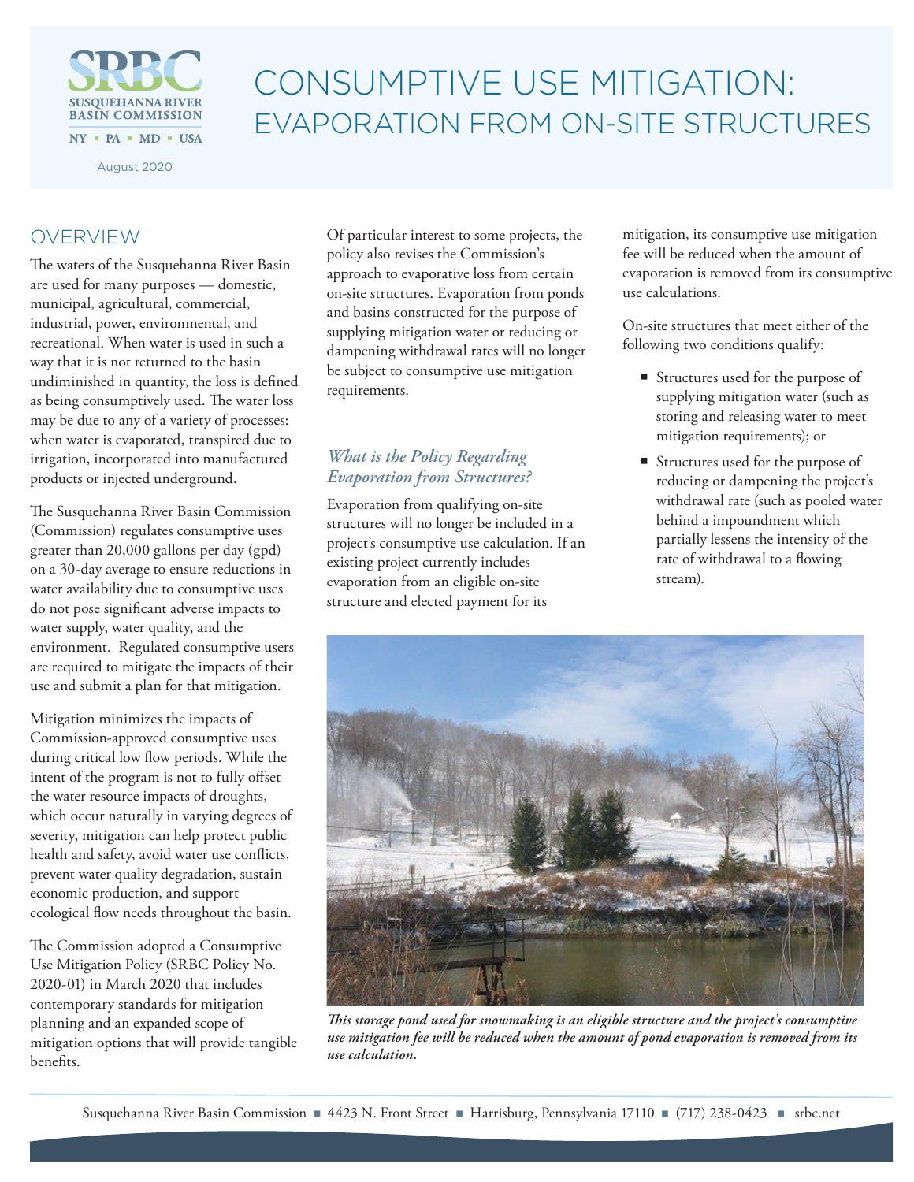# CONSUMPTIVE USE MITIGATION: EVAPORATION FROM ON-SITE STRUCTURES

SRBC
SUSQUEHANNA RIVER BASIN COMMISSION
NY ▪ PA ▪ MD ▪ USA

August 2020

## OVERVIEW

The waters of the Susquehanna River Basin are used for many purposes — domestic, municipal, agricultural, commercial, industrial, power, environmental, and recreational. When water is used in such a way that it is not returned to the basin undiminished in quantity, the loss is defined as being consumptively used. The water loss may be due to any of a variety of processes: when water is evaporated, transpired due to irrigation, incorporated into manufactured products or injected underground.

The Susquehanna River Basin Commission (Commission) regulates consumptive uses greater than 20,000 gallons per day (gpd) on a 30-day average to ensure reductions in water availability due to consumptive uses do not pose significant adverse impacts to water supply, water quality, and the environment. Regulated consumptive users are required to mitigate the impacts of their use and submit a plan for that mitigation.

Mitigation minimizes the impacts of Commission-approved consumptive uses during critical low flow periods. While the intent of the program is not to fully offset the water resource impacts of droughts, which occur naturally in varying degrees of severity, mitigation can help protect public health and safety, avoid water use conflicts, prevent water quality degradation, sustain economic production, and support ecological flow needs throughout the basin.

The Commission adopted a Consumptive Use Mitigation Policy (SRBC Policy No. 2020-01) in March 2020 that includes contemporary standards for mitigation planning and an expanded scope of mitigation options that will provide tangible benefits.

Of particular interest to some projects, the policy also revises the Commission's approach to evaporative loss from certain on-site structures. Evaporation from ponds and basins constructed for the purpose of supplying mitigation water or reducing or dampening withdrawal rates will no longer be subject to consumptive use mitigation requirements.

### *What is the Policy Regarding Evaporation from Structures?*

Evaporation from qualifying on-site structures will no longer be included in a project's consumptive use calculation. If an existing project currently includes evaporation from an eligible on-site structure and elected payment for its mitigation, its consumptive use mitigation fee will be reduced when the amount of evaporation is removed from its consumptive use calculations.

On-site structures that meet either of the following two conditions qualify:

- Structures used for the purpose of supplying mitigation water (such as storing and releasing water to meet mitigation requirements); or
- Structures used for the purpose of reducing or dampening the project's withdrawal rate (such as pooled water behind a impoundment which partially lessens the intensity of the rate of withdrawal to a flowing stream).

***This storage pond used for snowmaking is an eligible structure and the project's consumptive use mitigation fee will be reduced when the amount of pond evaporation is removed from its use calculation.***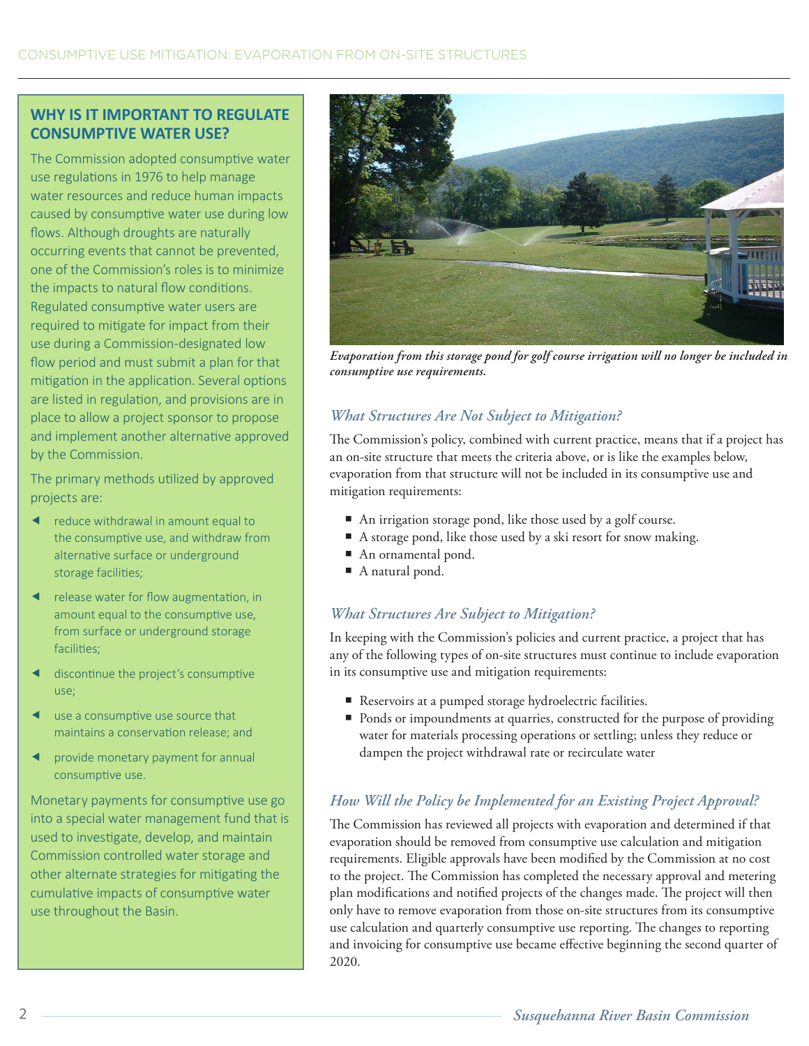## WHY IS IT IMPORTANT TO REGULATE CONSUMPTIVE WATER USE?

The Commission adopted consumptive water use regulations in 1976 to help manage water resources and reduce human impacts caused by consumptive water use during low flows. Although droughts are naturally occurring events that cannot be prevented, one of the Commission's roles is to minimize the impacts to natural flow conditions. Regulated consumptive water users are required to mitigate for impact from their use during a Commission-designated low flow period and must submit a plan for that mitigation in the application. Several options are listed in regulation, and provisions are in place to allow a project sponsor to propose and implement another alternative approved by the Commission.

The primary methods utilized by approved projects are:

- reduce withdrawal in amount equal to the consumptive use, and withdraw from alternative surface or underground storage facilities;
- release water for flow augmentation, in amount equal to the consumptive use, from surface or underground storage facilities;
- discontinue the project's consumptive use;
- use a consumptive use source that maintains a conservation release; and
- provide monetary payment for annual consumptive use.

Monetary payments for consumptive use go into a special water management fund that is used to investigate, develop, and maintain Commission controlled water storage and other alternate strategies for mitigating the cumulative impacts of consumptive water use throughout the Basin.

*Evaporation from this storage pond for golf course irrigation will no longer be included in consumptive use requirements.*

### *What Structures Are Not Subject to Mitigation?*

The Commission's policy, combined with current practice, means that if a project has an on-site structure that meets the criteria above, or is like the examples below, evaporation from that structure will not be included in its consumptive use and mitigation requirements:

- An irrigation storage pond, like those used by a golf course.
- A storage pond, like those used by a ski resort for snow making.
- An ornamental pond.
- A natural pond.

### *What Structures Are Subject to Mitigation?*

In keeping with the Commission's policies and current practice, a project that has any of the following types of on-site structures must continue to include evaporation in its consumptive use and mitigation requirements:

- Reservoirs at a pumped storage hydroelectric facilities.
- Ponds or impoundments at quarries, constructed for the purpose of providing water for materials processing operations or settling; unless they reduce or dampen the project withdrawal rate or recirculate water

### *How Will the Policy be Implemented for an Existing Project Approval?*

The Commission has reviewed all projects with evaporation and determined if that evaporation should be removed from consumptive use calculation and mitigation requirements. Eligible approvals have been modified by the Commission at no cost to the project. The Commission has completed the necessary approval and metering plan modifications and notified projects of the changes made. The project will then only have to remove evaporation from those on-site structures from its consumptive use calculation and quarterly consumptive use reporting. The changes to reporting and invoicing for consumptive use became effective beginning the second quarter of 2020.